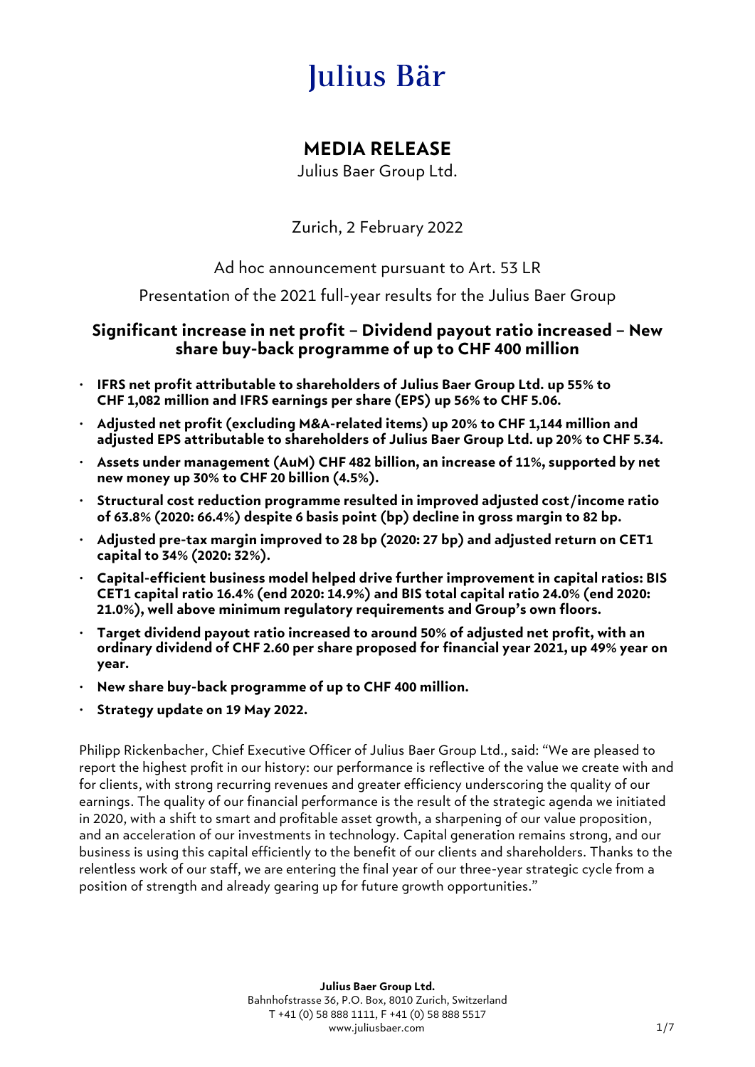# Julius Bär

## MEDIA RELEASE

Julius Baer Group Ltd.

Zurich, 2 February 2022

Ad hoc announcement pursuant to Art. 53 LR

Presentation of the 2021 full-year results for the Julius Baer Group

### Significant increase in net profit – Dividend payout ratio increased – New share buy-back programme of up to CHF 400 million

- **IFRS net profit attributable to shareholders of Julius Baer Group Ltd. up 55% to CHF 1,082 million and IFRS earnings per share (EPS) up 56% to CHF 5.06.**
- **Adjusted net profit (excluding M&A-related items) up 20% to CHF 1,144 million and adjusted EPS attributable to shareholders of Julius Baer Group Ltd. up 20% to CHF 5.34.**
- **Assets under management (AuM) CHF 482 billion, an increase of 11%, supported by net new money up 30% to CHF 20 billion (4.5%).**
- **Structural cost reduction programme resulted in improved adjusted cost/income ratio of 63.8% (2020: 66.4%) despite 6 basis point (bp) decline in gross margin to 82 bp.**
- **Adjusted pre-tax margin improved to 28 bp (2020: 27 bp) and adjusted return on CET1 capital to 34% (2020: 32%).**
- **Capital-efficient business model helped drive further improvement in capital ratios: BIS CET1 capital ratio 16.4% (end 2020: 14.9%) and BIS total capital ratio 24.0% (end 2020: 21.0%), well above minimum regulatory requirements and Group's own floors.**
- **Target dividend payout ratio increased to around 50% of adjusted net profit, with an ordinary dividend of CHF 2.60 per share proposed for financial year 2021, up 49% year on year.**
- **New share buy-back programme of up to CHF 400 million.**
- **Strategy update on 19 May 2022.**

Philipp Rickenbacher, Chief Executive Officer of Julius Baer Group Ltd., said: "We are pleased to report the highest profit in our history: our performance is reflective of the value we create with and for clients, with strong recurring revenues and greater efficiency underscoring the quality of our earnings. The quality of our financial performance is the result of the strategic agenda we initiated in 2020, with a shift to smart and profitable asset growth, a sharpening of our value proposition, and an acceleration of our investments in technology. Capital generation remains strong, and our business is using this capital efficiently to the benefit of our clients and shareholders. Thanks to the relentless work of our staff, we are entering the final year of our three-year strategic cycle from a position of strength and already gearing up for future growth opportunities."

**Julius Baer Group Ltd.**
Bahnhofstrasse 36, P.O. Box, 8010 Zurich, Switzerland
T +41 (0) 58 888 1111, F +41 (0) 58 888 5517
www.juliusbaer.com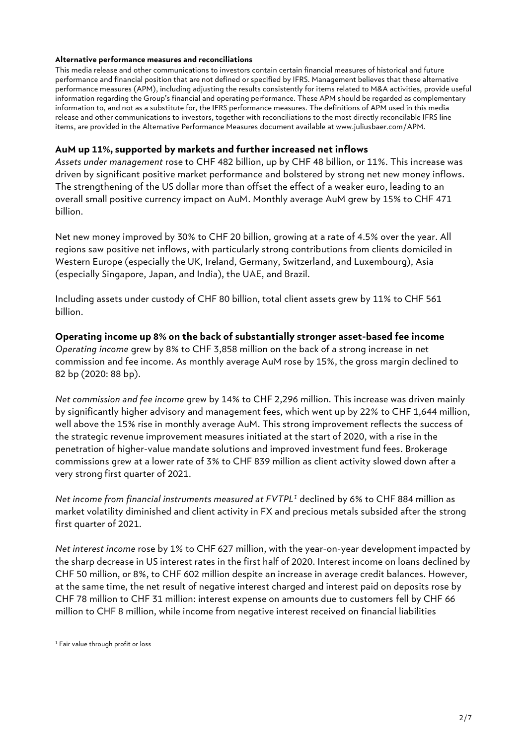**Alternative performance measures and reconciliations**

This media release and other communications to investors contain certain financial measures of historical and future performance and financial position that are not defined or specified by IFRS. Management believes that these alternative performance measures (APM), including adjusting the results consistently for items related to M&A activities, provide useful information regarding the Group's financial and operating performance. These APM should be regarded as complementary information to, and not as a substitute for, the IFRS performance measures. The definitions of APM used in this media release and other communications to investors, together with reconciliations to the most directly reconcilable IFRS line items, are provided in the Alternative Performance Measures document available at www.juliusbaer.com/APM.

## AuM up 11%, supported by markets and further increased net inflows

*Assets under management* rose to CHF 482 billion, up by CHF 48 billion, or 11%. This increase was driven by significant positive market performance and bolstered by strong net new money inflows. The strengthening of the US dollar more than offset the effect of a weaker euro, leading to an overall small positive currency impact on AuM. Monthly average AuM grew by 15% to CHF 471 billion.

Net new money improved by 30% to CHF 20 billion, growing at a rate of 4.5% over the year. All regions saw positive net inflows, with particularly strong contributions from clients domiciled in Western Europe (especially the UK, Ireland, Germany, Switzerland, and Luxembourg), Asia (especially Singapore, Japan, and India), the UAE, and Brazil.

Including assets under custody of CHF 80 billion, total client assets grew by 11% to CHF 561 billion.

## Operating income up 8% on the back of substantially stronger asset-based fee income

*Operating income* grew by 8% to CHF 3,858 million on the back of a strong increase in net commission and fee income. As monthly average AuM rose by 15%, the gross margin declined to 82 bp (2020: 88 bp).

*Net commission and fee income* grew by 14% to CHF 2,296 million. This increase was driven mainly by significantly higher advisory and management fees, which went up by 22% to CHF 1,644 million, well above the 15% rise in monthly average AuM. This strong improvement reflects the success of the strategic revenue improvement measures initiated at the start of 2020, with a rise in the penetration of higher-value mandate solutions and improved investment fund fees. Brokerage commissions grew at a lower rate of 3% to CHF 839 million as client activity slowed down after a very strong first quarter of 2021.

*Net income from financial instruments measured at FVTPL*[1] declined by 6% to CHF 884 million as market volatility diminished and client activity in FX and precious metals subsided after the strong first quarter of 2021.

*Net interest income* rose by 1% to CHF 627 million, with the year-on-year development impacted by the sharp decrease in US interest rates in the first half of 2020. Interest income on loans declined by CHF 50 million, or 8%, to CHF 602 million despite an increase in average credit balances. However, at the same time, the net result of negative interest charged and interest paid on deposits rose by CHF 78 million to CHF 31 million: interest expense on amounts due to customers fell by CHF 66 million to CHF 8 million, while income from negative interest received on financial liabilities

[1] Fair value through profit or loss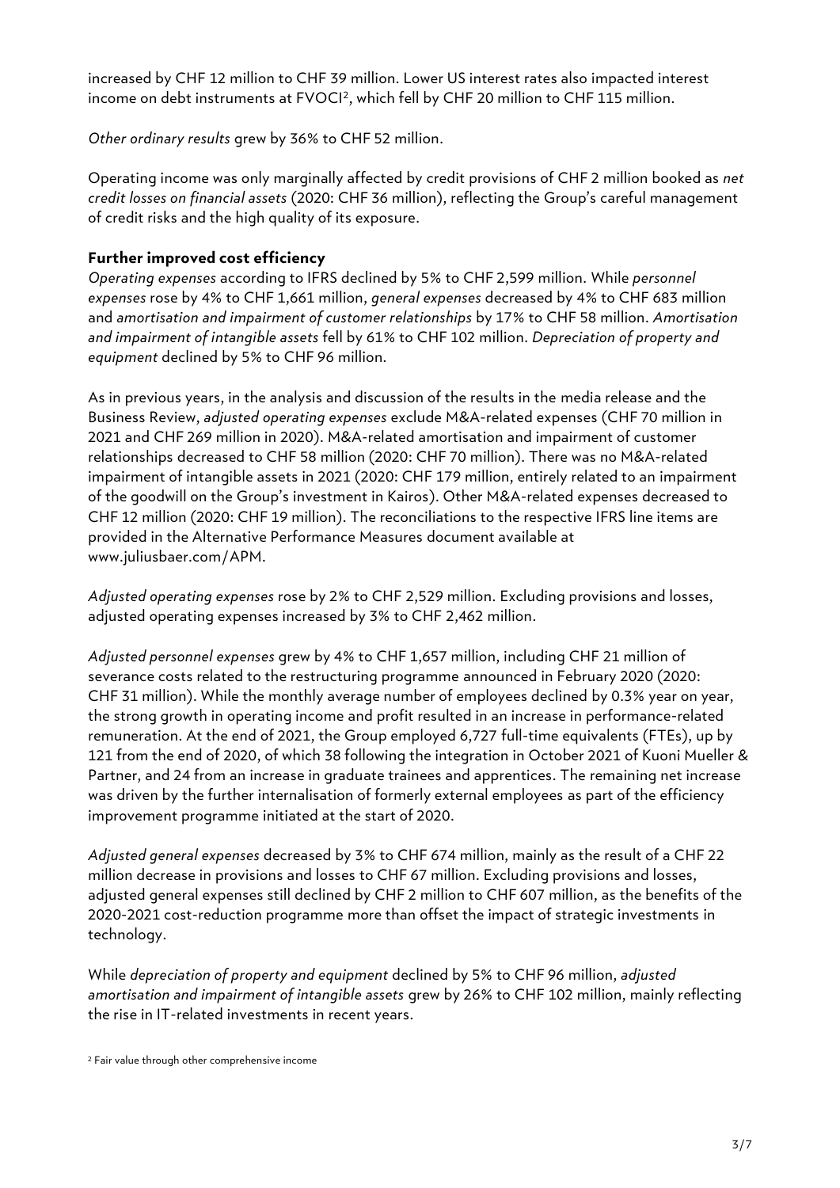increased by CHF 12 million to CHF 39 million. Lower US interest rates also impacted interest income on debt instruments at FVOCI[2], which fell by CHF 20 million to CHF 115 million.

*Other ordinary results* grew by 36% to CHF 52 million.

Operating income was only marginally affected by credit provisions of CHF 2 million booked as *net credit losses on financial assets* (2020: CHF 36 million), reflecting the Group's careful management of credit risks and the high quality of its exposure.

**Further improved cost efficiency**

*Operating expenses* according to IFRS declined by 5% to CHF 2,599 million. While *personnel expenses* rose by 4% to CHF 1,661 million, *general expenses* decreased by 4% to CHF 683 million and *amortisation and impairment of customer relationships* by 17% to CHF 58 million. *Amortisation and impairment of intangible assets* fell by 61% to CHF 102 million. *Depreciation of property and equipment* declined by 5% to CHF 96 million.

As in previous years, in the analysis and discussion of the results in the media release and the Business Review, *adjusted operating expenses* exclude M&A-related expenses (CHF 70 million in 2021 and CHF 269 million in 2020). M&A-related amortisation and impairment of customer relationships decreased to CHF 58 million (2020: CHF 70 million). There was no M&A-related impairment of intangible assets in 2021 (2020: CHF 179 million, entirely related to an impairment of the goodwill on the Group's investment in Kairos). Other M&A-related expenses decreased to CHF 12 million (2020: CHF 19 million). The reconciliations to the respective IFRS line items are provided in the Alternative Performance Measures document available at www.juliusbaer.com/APM.

*Adjusted operating expenses* rose by 2% to CHF 2,529 million. Excluding provisions and losses, adjusted operating expenses increased by 3% to CHF 2,462 million.

*Adjusted personnel expenses* grew by 4% to CHF 1,657 million, including CHF 21 million of severance costs related to the restructuring programme announced in February 2020 (2020: CHF 31 million). While the monthly average number of employees declined by 0.3% year on year, the strong growth in operating income and profit resulted in an increase in performance-related remuneration. At the end of 2021, the Group employed 6,727 full-time equivalents (FTEs), up by 121 from the end of 2020, of which 38 following the integration in October 2021 of Kuoni Mueller & Partner, and 24 from an increase in graduate trainees and apprentices. The remaining net increase was driven by the further internalisation of formerly external employees as part of the efficiency improvement programme initiated at the start of 2020.

*Adjusted general expenses* decreased by 3% to CHF 674 million, mainly as the result of a CHF 22 million decrease in provisions and losses to CHF 67 million. Excluding provisions and losses, adjusted general expenses still declined by CHF 2 million to CHF 607 million, as the benefits of the 2020-2021 cost-reduction programme more than offset the impact of strategic investments in technology.

While *depreciation of property and equipment* declined by 5% to CHF 96 million, *adjusted amortisation and impairment of intangible assets* grew by 26% to CHF 102 million, mainly reflecting the rise in IT-related investments in recent years.

[2] Fair value through other comprehensive income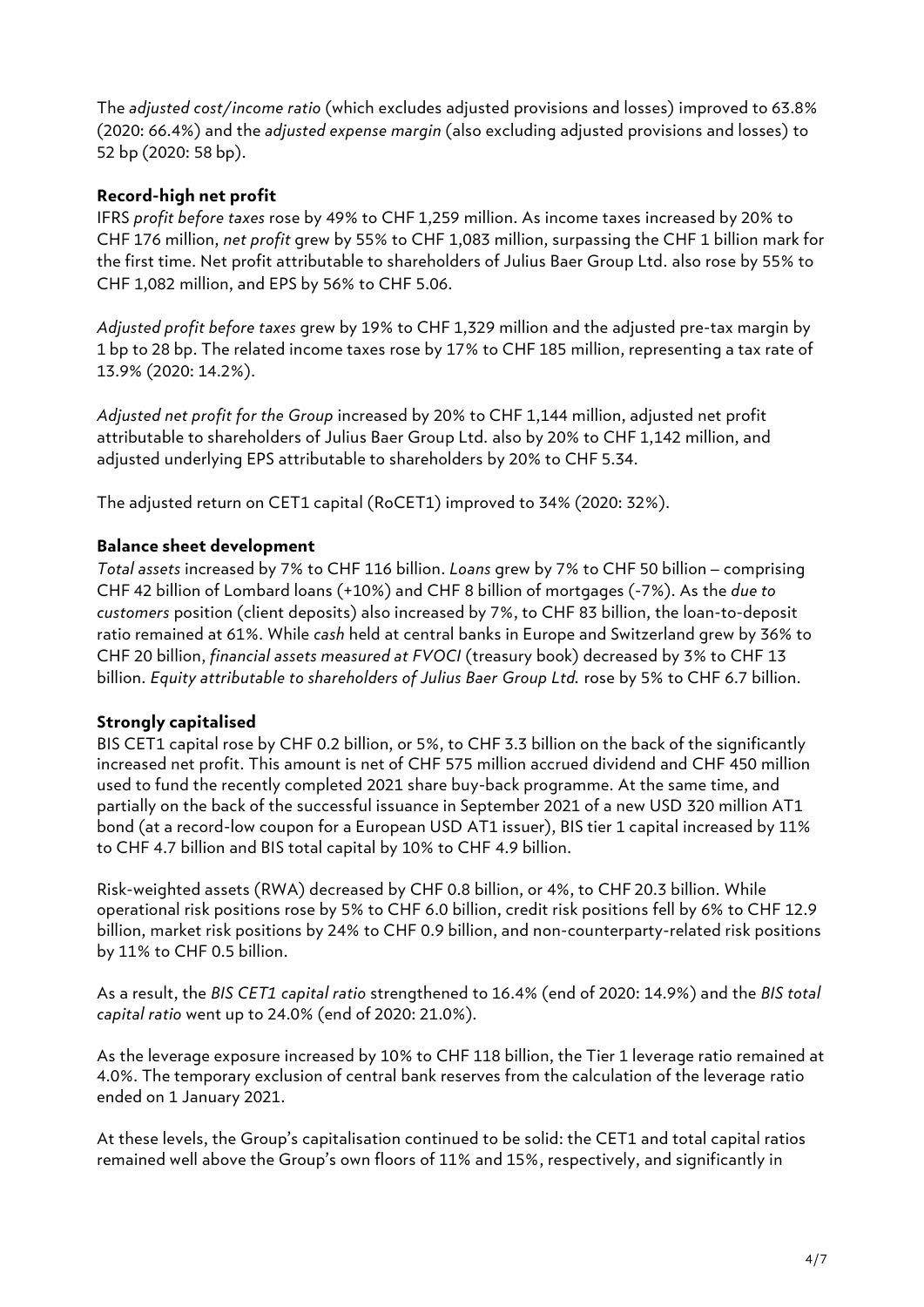The *adjusted cost/income ratio* (which excludes adjusted provisions and losses) improved to 63.8% (2020: 66.4%) and the *adjusted expense margin* (also excluding adjusted provisions and losses) to 52 bp (2020: 58 bp).

**Record-high net profit**

IFRS *profit before taxes* rose by 49% to CHF 1,259 million. As income taxes increased by 20% to CHF 176 million, *net profit* grew by 55% to CHF 1,083 million, surpassing the CHF 1 billion mark for the first time. Net profit attributable to shareholders of Julius Baer Group Ltd. also rose by 55% to CHF 1,082 million, and EPS by 56% to CHF 5.06.

*Adjusted profit before taxes* grew by 19% to CHF 1,329 million and the adjusted pre-tax margin by 1 bp to 28 bp. The related income taxes rose by 17% to CHF 185 million, representing a tax rate of 13.9% (2020: 14.2%).

*Adjusted net profit for the Group* increased by 20% to CHF 1,144 million, adjusted net profit attributable to shareholders of Julius Baer Group Ltd. also by 20% to CHF 1,142 million, and adjusted underlying EPS attributable to shareholders by 20% to CHF 5.34.

The adjusted return on CET1 capital (RoCET1) improved to 34% (2020: 32%).

**Balance sheet development**

*Total assets* increased by 7% to CHF 116 billion. *Loans* grew by 7% to CHF 50 billion – comprising CHF 42 billion of Lombard loans (+10%) and CHF 8 billion of mortgages (-7%). As the *due to customers* position (client deposits) also increased by 7%, to CHF 83 billion, the loan-to-deposit ratio remained at 61%. While *cash* held at central banks in Europe and Switzerland grew by 36% to CHF 20 billion, *financial assets measured at FVOCI* (treasury book) decreased by 3% to CHF 13 billion. *Equity attributable to shareholders of Julius Baer Group Ltd.* rose by 5% to CHF 6.7 billion.

**Strongly capitalised**

BIS CET1 capital rose by CHF 0.2 billion, or 5%, to CHF 3.3 billion on the back of the significantly increased net profit. This amount is net of CHF 575 million accrued dividend and CHF 450 million used to fund the recently completed 2021 share buy-back programme. At the same time, and partially on the back of the successful issuance in September 2021 of a new USD 320 million AT1 bond (at a record-low coupon for a European USD AT1 issuer), BIS tier 1 capital increased by 11% to CHF 4.7 billion and BIS total capital by 10% to CHF 4.9 billion.

Risk-weighted assets (RWA) decreased by CHF 0.8 billion, or 4%, to CHF 20.3 billion. While operational risk positions rose by 5% to CHF 6.0 billion, credit risk positions fell by 6% to CHF 12.9 billion, market risk positions by 24% to CHF 0.9 billion, and non-counterparty-related risk positions by 11% to CHF 0.5 billion.

As a result, the *BIS CET1 capital ratio* strengthened to 16.4% (end of 2020: 14.9%) and the *BIS total capital ratio* went up to 24.0% (end of 2020: 21.0%).

As the leverage exposure increased by 10% to CHF 118 billion, the Tier 1 leverage ratio remained at 4.0%. The temporary exclusion of central bank reserves from the calculation of the leverage ratio ended on 1 January 2021.

At these levels, the Group's capitalisation continued to be solid: the CET1 and total capital ratios remained well above the Group's own floors of 11% and 15%, respectively, and significantly in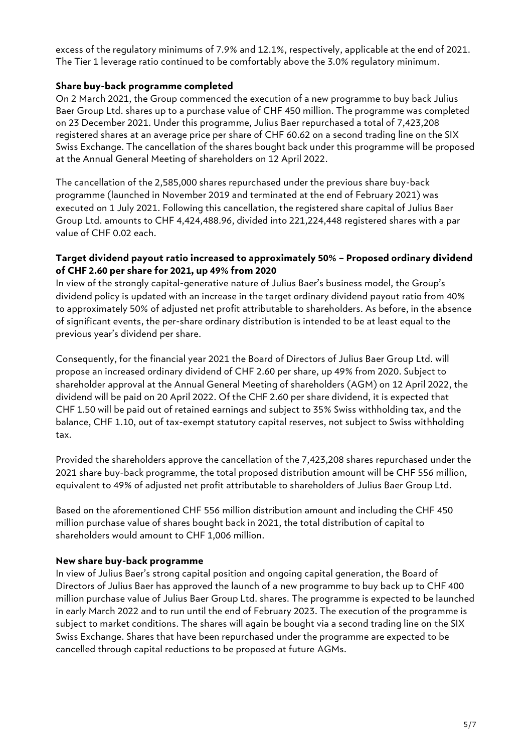excess of the regulatory minimums of 7.9% and 12.1%, respectively, applicable at the end of 2021. The Tier 1 leverage ratio continued to be comfortably above the 3.0% regulatory minimum.

**Share buy-back programme completed**

On 2 March 2021, the Group commenced the execution of a new programme to buy back Julius Baer Group Ltd. shares up to a purchase value of CHF 450 million. The programme was completed on 23 December 2021. Under this programme, Julius Baer repurchased a total of 7,423,208 registered shares at an average price per share of CHF 60.62 on a second trading line on the SIX Swiss Exchange. The cancellation of the shares bought back under this programme will be proposed at the Annual General Meeting of shareholders on 12 April 2022.

The cancellation of the 2,585,000 shares repurchased under the previous share buy-back programme (launched in November 2019 and terminated at the end of February 2021) was executed on 1 July 2021. Following this cancellation, the registered share capital of Julius Baer Group Ltd. amounts to CHF 4,424,488.96, divided into 221,224,448 registered shares with a par value of CHF 0.02 each.

**Target dividend payout ratio increased to approximately 50% – Proposed ordinary dividend of CHF 2.60 per share for 2021, up 49% from 2020**

In view of the strongly capital-generative nature of Julius Baer's business model, the Group's dividend policy is updated with an increase in the target ordinary dividend payout ratio from 40% to approximately 50% of adjusted net profit attributable to shareholders. As before, in the absence of significant events, the per-share ordinary distribution is intended to be at least equal to the previous year's dividend per share.

Consequently, for the financial year 2021 the Board of Directors of Julius Baer Group Ltd. will propose an increased ordinary dividend of CHF 2.60 per share, up 49% from 2020. Subject to shareholder approval at the Annual General Meeting of shareholders (AGM) on 12 April 2022, the dividend will be paid on 20 April 2022. Of the CHF 2.60 per share dividend, it is expected that CHF 1.50 will be paid out of retained earnings and subject to 35% Swiss withholding tax, and the balance, CHF 1.10, out of tax-exempt statutory capital reserves, not subject to Swiss withholding tax.

Provided the shareholders approve the cancellation of the 7,423,208 shares repurchased under the 2021 share buy-back programme, the total proposed distribution amount will be CHF 556 million, equivalent to 49% of adjusted net profit attributable to shareholders of Julius Baer Group Ltd.

Based on the aforementioned CHF 556 million distribution amount and including the CHF 450 million purchase value of shares bought back in 2021, the total distribution of capital to shareholders would amount to CHF 1,006 million.

**New share buy-back programme**

In view of Julius Baer's strong capital position and ongoing capital generation, the Board of Directors of Julius Baer has approved the launch of a new programme to buy back up to CHF 400 million purchase value of Julius Baer Group Ltd. shares. The programme is expected to be launched in early March 2022 and to run until the end of February 2023. The execution of the programme is subject to market conditions. The shares will again be bought via a second trading line on the SIX Swiss Exchange. Shares that have been repurchased under the programme are expected to be cancelled through capital reductions to be proposed at future AGMs.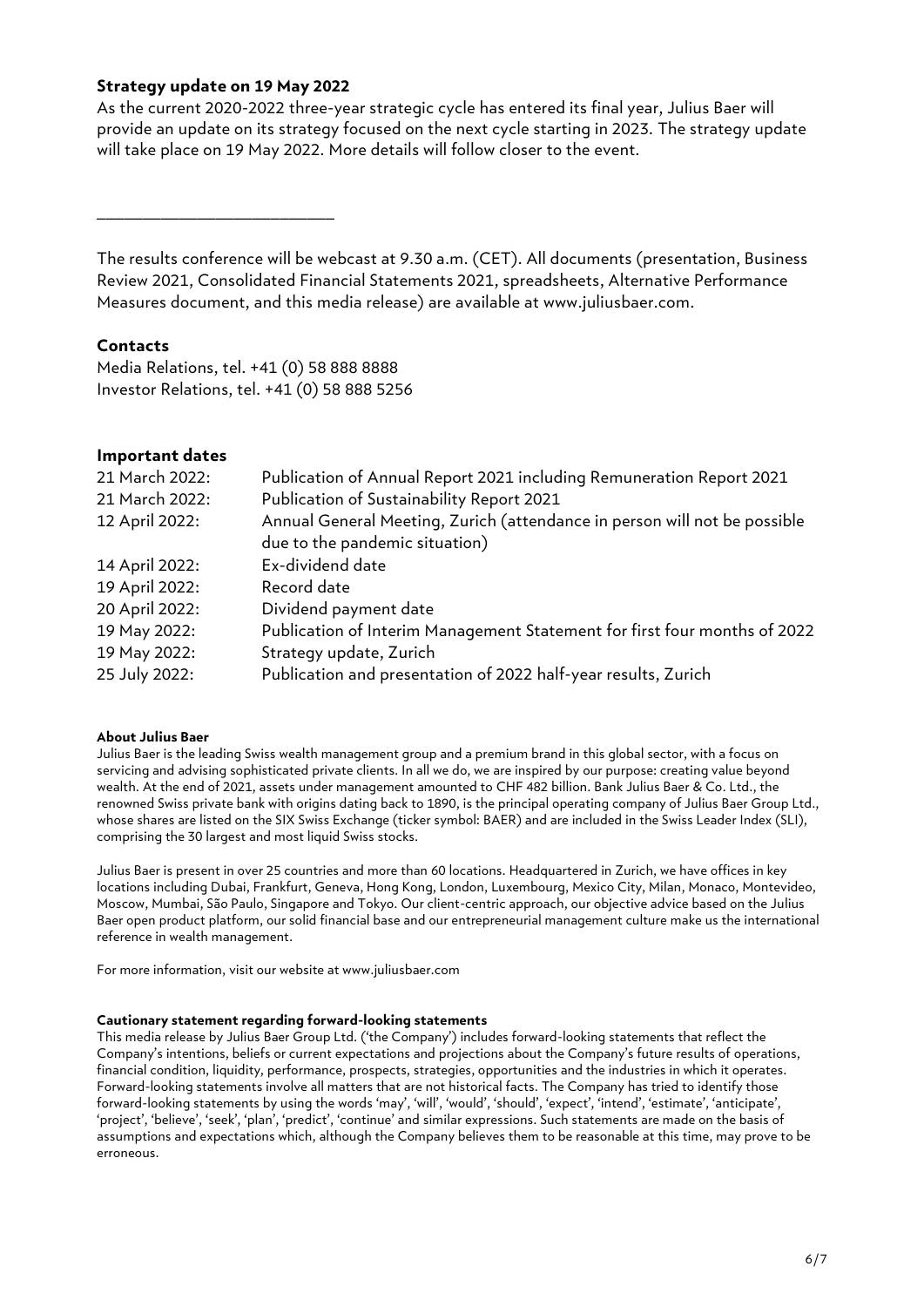## Strategy update on 19 May 2022

As the current 2020-2022 three-year strategic cycle has entered its final year, Julius Baer will provide an update on its strategy focused on the next cycle starting in 2023. The strategy update will take place on 19 May 2022. More details will follow closer to the event.

___________________________

The results conference will be webcast at 9.30 a.m. (CET). All documents (presentation, Business Review 2021, Consolidated Financial Statements 2021, spreadsheets, Alternative Performance Measures document, and this media release) are available at www.juliusbaer.com.

## Contacts

Media Relations, tel. +41 (0) 58 888 8888
Investor Relations, tel. +41 (0) 58 888 5256

## Important dates

| | |
|---|---|
| 21 March 2022: | Publication of Annual Report 2021 including Remuneration Report 2021 |
| 21 March 2022: | Publication of Sustainability Report 2021 |
| 12 April 2022: | Annual General Meeting, Zurich (attendance in person will not be possible due to the pandemic situation) |
| 14 April 2022: | Ex-dividend date |
| 19 April 2022: | Record date |
| 20 April 2022: | Dividend payment date |
| 19 May 2022: | Publication of Interim Management Statement for first four months of 2022 |
| 19 May 2022: | Strategy update, Zurich |
| 25 July 2022: | Publication and presentation of 2022 half-year results, Zurich |

#### About Julius Baer

Julius Baer is the leading Swiss wealth management group and a premium brand in this global sector, with a focus on servicing and advising sophisticated private clients. In all we do, we are inspired by our purpose: creating value beyond wealth. At the end of 2021, assets under management amounted to CHF 482 billion. Bank Julius Baer & Co. Ltd., the renowned Swiss private bank with origins dating back to 1890, is the principal operating company of Julius Baer Group Ltd., whose shares are listed on the SIX Swiss Exchange (ticker symbol: BAER) and are included in the Swiss Leader Index (SLI), comprising the 30 largest and most liquid Swiss stocks.

Julius Baer is present in over 25 countries and more than 60 locations. Headquartered in Zurich, we have offices in key locations including Dubai, Frankfurt, Geneva, Hong Kong, London, Luxembourg, Mexico City, Milan, Monaco, Montevideo, Moscow, Mumbai, São Paulo, Singapore and Tokyo. Our client-centric approach, our objective advice based on the Julius Baer open product platform, our solid financial base and our entrepreneurial management culture make us the international reference in wealth management.

For more information, visit our website at www.juliusbaer.com

#### Cautionary statement regarding forward-looking statements

This media release by Julius Baer Group Ltd. ('the Company') includes forward-looking statements that reflect the Company's intentions, beliefs or current expectations and projections about the Company's future results of operations, financial condition, liquidity, performance, prospects, strategies, opportunities and the industries in which it operates. Forward-looking statements involve all matters that are not historical facts. The Company has tried to identify those forward-looking statements by using the words 'may', 'will', 'would', 'should', 'expect', 'intend', 'estimate', 'anticipate', 'project', 'believe', 'seek', 'plan', 'predict', 'continue' and similar expressions. Such statements are made on the basis of assumptions and expectations which, although the Company believes them to be reasonable at this time, may prove to be erroneous.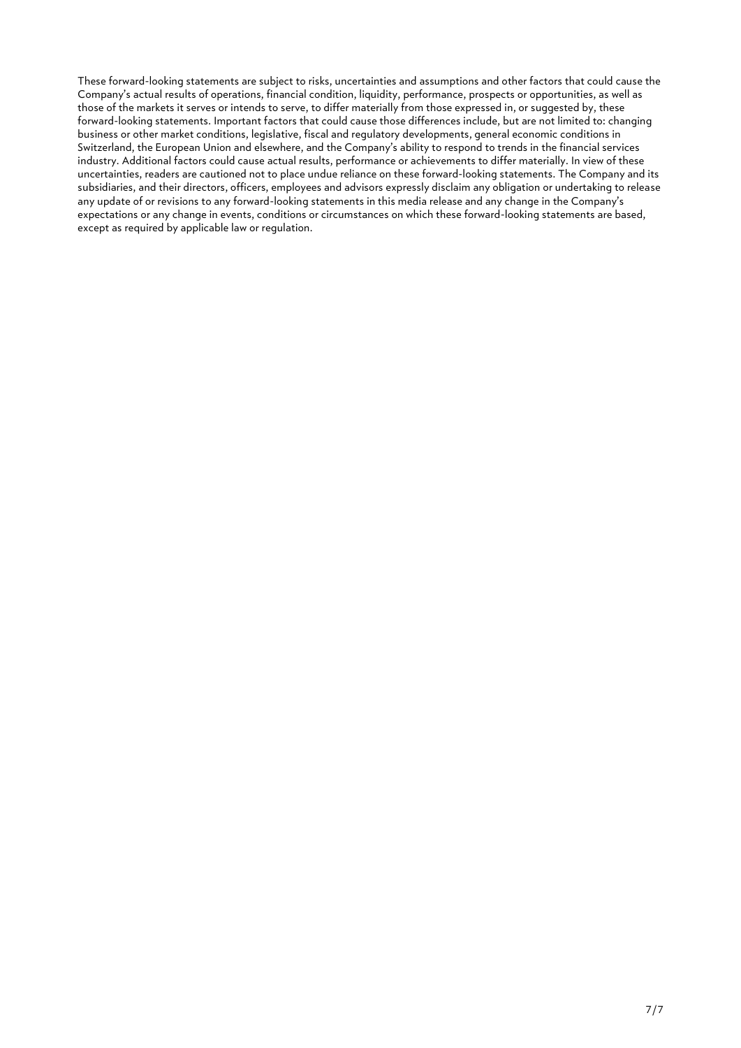These forward-looking statements are subject to risks, uncertainties and assumptions and other factors that could cause the Company's actual results of operations, financial condition, liquidity, performance, prospects or opportunities, as well as those of the markets it serves or intends to serve, to differ materially from those expressed in, or suggested by, these forward-looking statements. Important factors that could cause those differences include, but are not limited to: changing business or other market conditions, legislative, fiscal and regulatory developments, general economic conditions in Switzerland, the European Union and elsewhere, and the Company's ability to respond to trends in the financial services industry. Additional factors could cause actual results, performance or achievements to differ materially. In view of these uncertainties, readers are cautioned not to place undue reliance on these forward-looking statements. The Company and its subsidiaries, and their directors, officers, employees and advisors expressly disclaim any obligation or undertaking to release any update of or revisions to any forward-looking statements in this media release and any change in the Company's expectations or any change in events, conditions or circumstances on which these forward-looking statements are based, except as required by applicable law or regulation.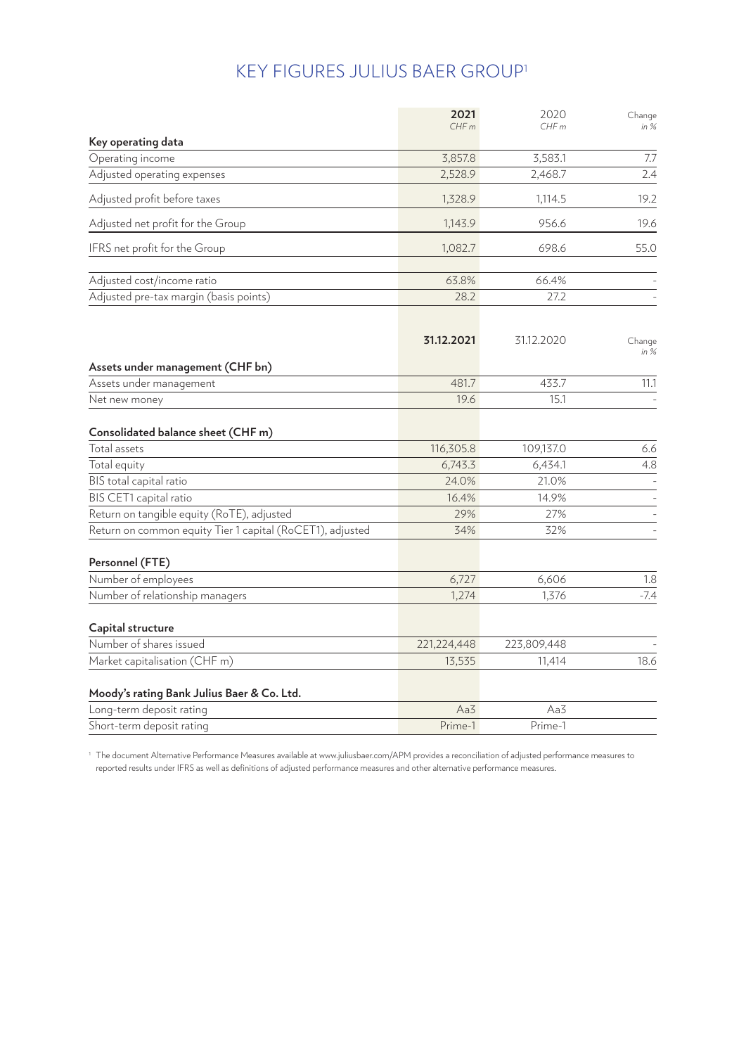# KEY FIGURES JULIUS BAER GROUP[1]

| | **2021** *CHF m* | 2020 *CHF m* | Change *in %* |
|---|---|---|---|
| **Key operating data** | | | |
| Operating income | 3,857.8 | 3,583.1 | 7.7 |
| Adjusted operating expenses | 2,528.9 | 2,468.7 | 2.4 |
| Adjusted profit before taxes | 1,328.9 | 1,114.5 | 19.2 |
| Adjusted net profit for the Group | 1,143.9 | 956.6 | 19.6 |
| IFRS net profit for the Group | 1,082.7 | 698.6 | 55.0 |
| Adjusted cost/income ratio | 63.8% | 66.4% | - |
| Adjusted pre-tax margin (basis points) | 28.2 | 27.2 | - |

| | **31.12.2021** | 31.12.2020 | Change *in %* |
|---|---|---|---|
| **Assets under management (CHF bn)** | | | |
| Assets under management | 481.7 | 433.7 | 11.1 |
| Net new money | 19.6 | 15.1 | - |
| **Consolidated balance sheet (CHF m)** | | | |
| Total assets | 116,305.8 | 109,137.0 | 6.6 |
| Total equity | 6,743.3 | 6,434.1 | 4.8 |
| BIS total capital ratio | 24.0% | 21.0% | - |
| BIS CET1 capital ratio | 16.4% | 14.9% | - |
| Return on tangible equity (RoTE), adjusted | 29% | 27% | - |
| Return on common equity Tier 1 capital (RoCET1), adjusted | 34% | 32% | - |
| **Personnel (FTE)** | | | |
| Number of employees | 6,727 | 6,606 | 1.8 |
| Number of relationship managers | 1,274 | 1,376 | -7.4 |
| **Capital structure** | | | |
| Number of shares issued | 221,224,448 | 223,809,448 | - |
| Market capitalisation (CHF m) | 13,535 | 11,414 | 18.6 |
| **Moody's rating Bank Julius Baer & Co. Ltd.** | | | |
| Long-term deposit rating | Aa3 | Aa3 | |
| Short-term deposit rating | Prime-1 | Prime-1 | |

[1] The document Alternative Performance Measures available at www.juliusbaer.com/APM provides a reconciliation of adjusted performance measures to reported results under IFRS as well as definitions of adjusted performance measures and other alternative performance measures.